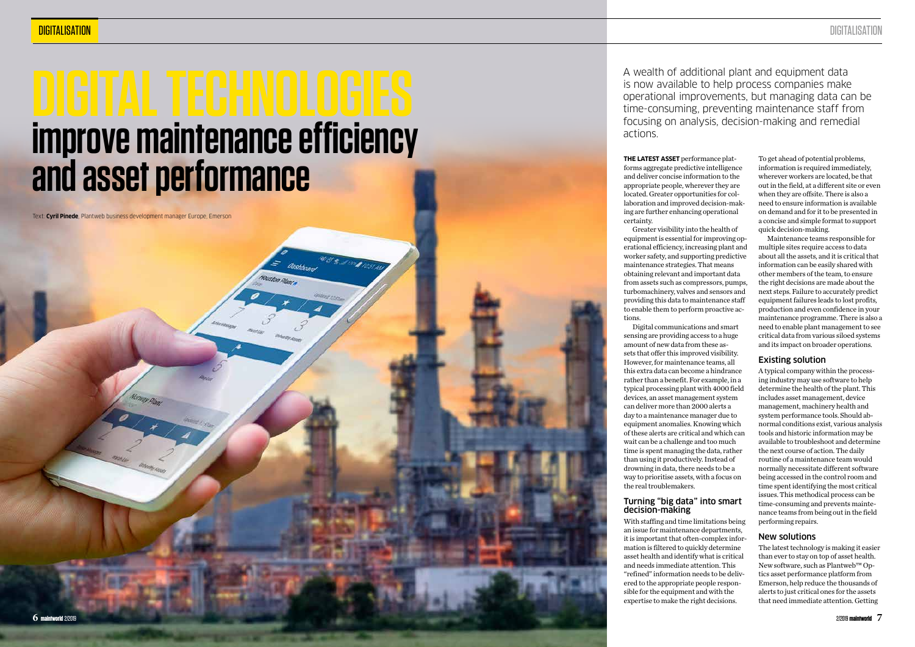# DIGITAL TECHNOLOGIES improve maintenance efficiency and asset performance

Text: **Cyril Pinede**, Plantweb business development manager Europe, Emerson

A wealth of additional plant and equipment data is now available to help process companies make operational improvements, but managing data can be time-consuming, preventing maintenance staff from focusing on analysis, decision-making and remedial actions.

**THE LATEST ASSET** performance platforms aggregate predictive intelligence and deliver concise information to the appropriate people, wherever they are located. Greater opportunities for collaboration and improved decision-making are further enhancing operational certainty.

Greater visibility into the health of equipment is essential for improving operational efficiency, increasing plant and worker safety, and supporting predictive maintenance strategies. That means obtaining relevant and important data from assets such as compressors, pumps, turbomachinery, valves and sensors and providing this data to maintenance staff to enable them to perform proactive actions.

Digital communications and smart sensing are providing access to a huge amount of new data from these assets that offer this improved visibility. However, for maintenance teams, all this extra data can become a hindrance rather than a benefit. For example, in a typical processing plant with 4000 field devices, an asset management system can deliver more than 2000 alerts a day to a maintenance manager due to equipment anomalies. Knowing which of these alerts are critical and which can wait can be a challenge and too much time is spent managing the data, rather than using it productively. Instead of drowning in data, there needs to be a way to prioritise assets, with a focus on the real troublemakers.

## Turning "big data" into smart decision-making

With staffing and time limitations being an issue for maintenance departments, it is important that often-complex information is filtered to quickly determine asset health and identify what is critical and needs immediate attention. This "refined" information needs to be delivered to the appropriate people responsible for the equipment and with the expertise to make the right decisions.

To get ahead of potential problems, information is required immediately, wherever workers are located, be that out in the field, at a different site or even when they are offsite. There is also a need to ensure information is available on demand and for it to be presented in a concise and simple format to support quick decision-making.

Maintenance teams responsible for multiple sites require access to data about all the assets, and it is critical that information can be easily shared with other members of the team, to ensure the right decisions are made about the next steps. Failure to accurately predict equipment failures leads to lost profits, production and even confidence in your maintenance programme. There is also a need to enable plant management to see critical data from various siloed systems and its impact on broader operations.

## Existing solution

A typical company within the processing industry may use software to help determine the health of the plant. This includes asset management, device management, machinery health and system performance tools. Should abnormal conditions exist, various analysis tools and historic information may be available to troubleshoot and determine the next course of action. The daily routine of a maintenance team would normally necessitate different software being accessed in the control room and time spent identifying the most critical issues. This methodical process can be time-consuming and prevents maintenance teams from being out in the field performing repairs.

## New solutions

The latest technology is making it easier than ever to stay on top of asset health. New software, such as Plantweb™ Optics asset performance platform from Emerson, help reduce the thousands of alerts to just critical ones for the assets that need immediate attention. Getting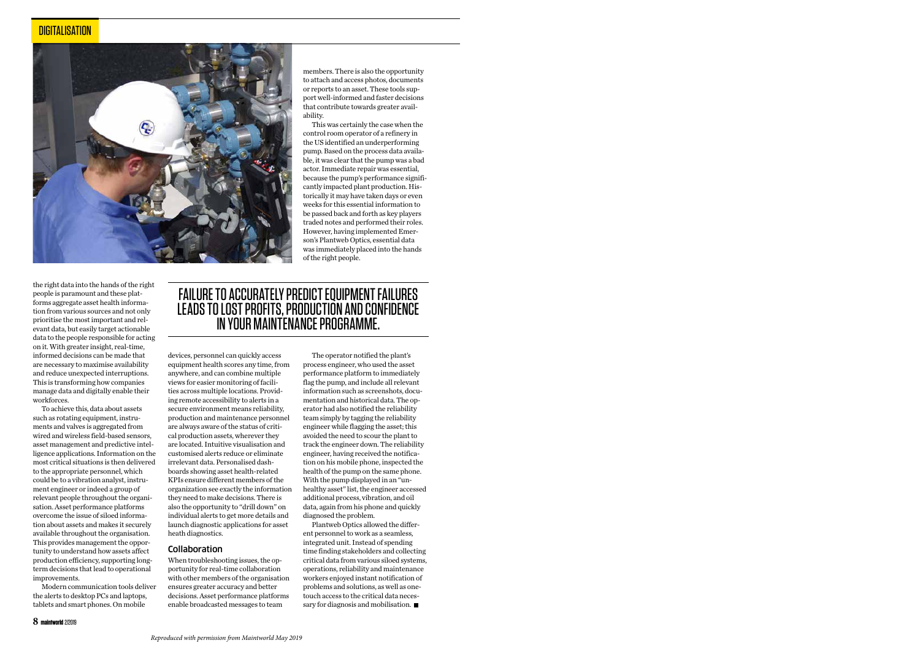the right data into the hands of the right people is paramount and these platforms aggregate asset health information from various sources and not only prioritise the most important and relevant data, but easily target actionable data to the people responsible for acting on it. With greater insight, real-time, informed decisions can be made that are necessary to maximise availability and reduce unexpected interruptions. This is transforming how companies manage data and digitally enable their workforces.

To achieve this, data about assets such as rotating equipment, instruments and valves is aggregated from wired and wireless field-based sensors, asset management and predictive intelligence applications. Information on the most critical situations is then delivered to the appropriate personnel, which could be to a vibration analyst, instrument engineer or indeed a group of relevant people throughout the organisation. Asset performance platforms overcome the issue of siloed information about assets and makes it securely available throughout the organisation. This provides management the opportunity to understand how assets affect production efficiency, supporting long-term decisions that lead to operational improvements.

Modern communication tools deliver the alerts to desktop PCs and laptops, tablets and smart phones. On mobile devices, personnel can quickly access equipment health scores any time, from anywhere, and can combine multiple views for easier monitoring of facilities across multiple locations. Providing remote accessibility to alerts in a secure environment means reliability, production and maintenance personnel are always aware of the status of critical production assets, wherever they are located. Intuitive visualisation and customised alerts reduce or eliminate irrelevant data. Personalised dashboards showing asset health-related KPIs ensure different members of the organization see exactly the information they need to make decisions. There is also the opportunity to "drill down" on individual alerts to get more details and launch diagnostic applications for asset heath diagnostics.

## FAILURE TO ACCURATELY PREDICT EQUIPMENT FAILURES LEADS TO LOST PROFITS, PRODUCTION AND CONFIDENCE IN YOUR MAINTENANCE PROGRAMME.

### Collaboration

When troubleshooting issues, the opportunity for real-time collaboration with other members of the organisation ensures greater accuracy and better decisions. Asset performance platforms enable broadcasted messages to team members. There is also the opportunity to attach and access photos, documents or reports to an asset. These tools support well-informed and faster decisions that contribute towards greater availability.

This was certainly the case when the control room operator of a refinery in the US identified an underperforming pump. Based on the process data available, it was clear that the pump was a bad actor. Immediate repair was essential, because the pump's performance significantly impacted plant production. Historically it may have taken days or even weeks for this essential information to be passed back and forth as key players traded notes and performed their roles. However, having implemented Emerson's Plantweb Optics, essential data was immediately placed into the hands of the right people.

The operator notified the plant's process engineer, who used the asset performance platform to immediately flag the pump, and include all relevant information such as screenshots, documentation and historical data. The operator had also notified the reliability team simply by tagging the reliability engineer while flagging the asset; this avoided the need to scour the plant to track the engineer down. The reliability engineer, having received the notification on his mobile phone, inspected the health of the pump on the same phone. With the pump displayed in an "unhealthy asset" list, the engineer accessed additional process, vibration, and oil data, again from his phone and quickly diagnosed the problem.

Plantweb Optics allowed the different personnel to work as a seamless, integrated unit. Instead of spending time finding stakeholders and collecting critical data from various siloed systems, operations, reliability and maintenance workers enjoyed instant notification of problems and solutions, as well as one-touch access to the critical data necessary for diagnosis and mobilisation. ■

*Reproduced with permission from Maintworld May 2019*